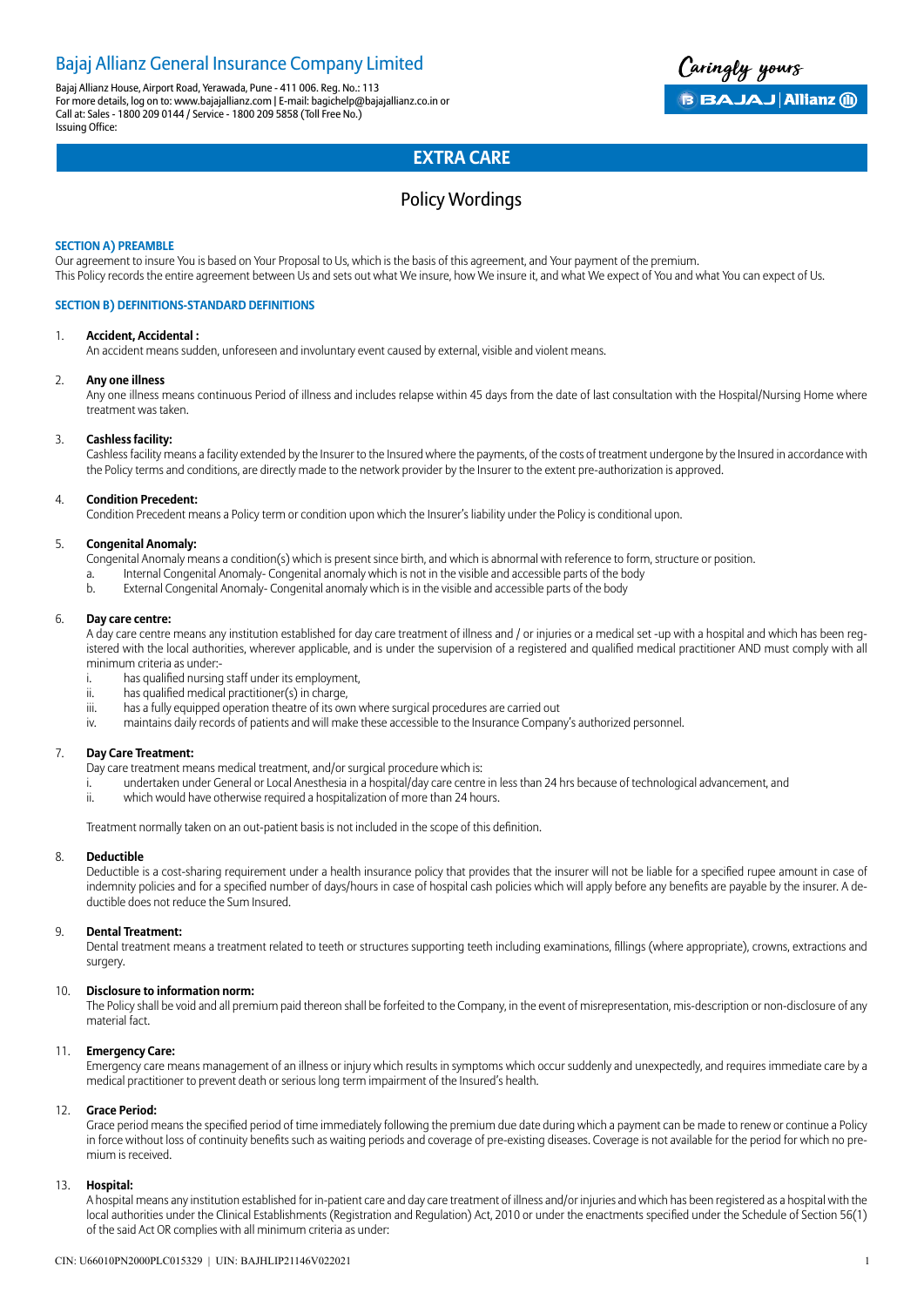# Bajaj Allianz General Insurance Company Limited

Bajaj Allianz House, Airport Road, Yerawada, Pune - 411 006. Reg. No.: 113
For more details, log on to: www.bajajallianz.com | E-mail: bagichelp@bajajallianz.co.in or
Call at: Sales - 1800 209 0144 / Service - 1800 209 5858 (Toll Free No.)
Issuing Office:

Caringly yours

BAJAJ | Allianz

## EXTRA CARE

## Policy Wordings

### SECTION A) PREAMBLE

Our agreement to insure You is based on Your Proposal to Us, which is the basis of this agreement, and Your payment of the premium.
This Policy records the entire agreement between Us and sets out what We insure, how We insure it, and what We expect of You and what You can expect of Us.

### SECTION B) DEFINITIONS-STANDARD DEFINITIONS

1. **Accident, Accidental :**
   An accident means sudden, unforeseen and involuntary event caused by external, visible and violent means.

2. **Any one illness**
   Any one illness means continuous Period of illness and includes relapse within 45 days from the date of last consultation with the Hospital/Nursing Home where treatment was taken.

3. **Cashless facility:**
   Cashless facility means a facility extended by the Insurer to the Insured where the payments, of the costs of treatment undergone by the Insured in accordance with the Policy terms and conditions, are directly made to the network provider by the Insurer to the extent pre-authorization is approved.

4. **Condition Precedent:**
   Condition Precedent means a Policy term or condition upon which the Insurer's liability under the Policy is conditional upon.

5. **Congenital Anomaly:**
   Congenital Anomaly means a condition(s) which is present since birth, and which is abnormal with reference to form, structure or position.
   a. Internal Congenital Anomaly- Congenital anomaly which is not in the visible and accessible parts of the body
   b. External Congenital Anomaly- Congenital anomaly which is in the visible and accessible parts of the body

6. **Day care centre:**
   A day care centre means any institution established for day care treatment of illness and / or injuries or a medical set -up with a hospital and which has been registered with the local authorities, wherever applicable, and is under the supervision of a registered and qualified medical practitioner AND must comply with all minimum criteria as under:-
   i. has qualified nursing staff under its employment,
   ii. has qualified medical practitioner(s) in charge,
   iii. has a fully equipped operation theatre of its own where surgical procedures are carried out
   iv. maintains daily records of patients and will make these accessible to the Insurance Company's authorized personnel.

7. **Day Care Treatment:**
   Day care treatment means medical treatment, and/or surgical procedure which is:
   i. undertaken under General or Local Anesthesia in a hospital/day care centre in less than 24 hrs because of technological advancement, and
   ii. which would have otherwise required a hospitalization of more than 24 hours.

   Treatment normally taken on an out-patient basis is not included in the scope of this definition.

8. **Deductible**
   Deductible is a cost-sharing requirement under a health insurance policy that provides that the insurer will not be liable for a specified rupee amount in case of indemnity policies and for a specified number of days/hours in case of hospital cash policies which will apply before any benefits are payable by the insurer. A deductible does not reduce the Sum Insured.

9. **Dental Treatment:**
   Dental treatment means a treatment related to teeth or structures supporting teeth including examinations, fillings (where appropriate), crowns, extractions and surgery.

10. **Disclosure to information norm:**
    The Policy shall be void and all premium paid thereon shall be forfeited to the Company, in the event of misrepresentation, mis-description or non-disclosure of any material fact.

11. **Emergency Care:**
    Emergency care means management of an illness or injury which results in symptoms which occur suddenly and unexpectedly, and requires immediate care by a medical practitioner to prevent death or serious long term impairment of the Insured's health.

12. **Grace Period:**
    Grace period means the specified period of time immediately following the premium due date during which a payment can be made to renew or continue a Policy in force without loss of continuity benefits such as waiting periods and coverage of pre-existing diseases. Coverage is not available for the period for which no premium is received.

13. **Hospital:**
    A hospital means any institution established for in-patient care and day care treatment of illness and/or injuries and which has been registered as a hospital with the local authorities under the Clinical Establishments (Registration and Regulation) Act, 2010 or under the enactments specified under the Schedule of Section 56(1) of the said Act OR complies with all minimum criteria as under:

CIN: U66010PN2000PLC015329 | UIN: BAJHLIP21146V022021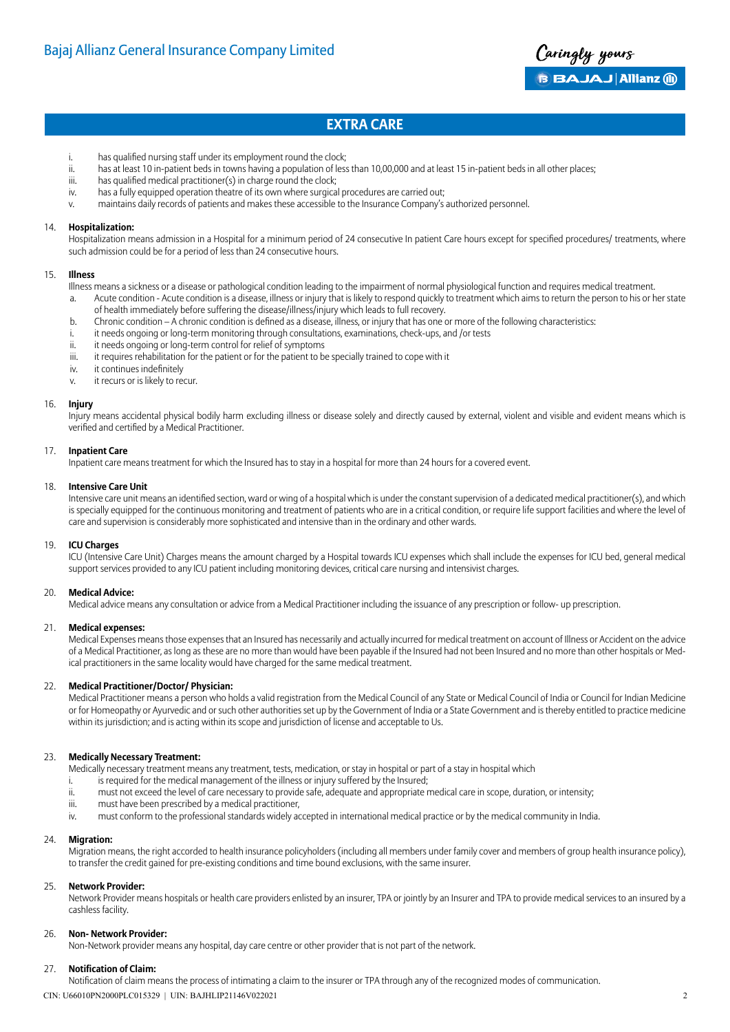## EXTRA CARE

i. has qualified nursing staff under its employment round the clock;
ii. has at least 10 in-patient beds in towns having a population of less than 10,00,000 and at least 15 in-patient beds in all other places;
iii. has qualified medical practitioner(s) in charge round the clock;
iv. has a fully equipped operation theatre of its own where surgical procedures are carried out;
v. maintains daily records of patients and makes these accessible to the Insurance Company's authorized personnel.

14. **Hospitalization:**
Hospitalization means admission in a Hospital for a minimum period of 24 consecutive In patient Care hours except for specified procedures/ treatments, where such admission could be for a period of less than 24 consecutive hours.

15. **Illness**
Illness means a sickness or a disease or pathological condition leading to the impairment of normal physiological function and requires medical treatment.
 a. Acute condition - Acute condition is a disease, illness or injury that is likely to respond quickly to treatment which aims to return the person to his or her state of health immediately before suffering the disease/illness/injury which leads to full recovery.
 b. Chronic condition – A chronic condition is defined as a disease, illness, or injury that has one or more of the following characteristics:
 i. it needs ongoing or long-term monitoring through consultations, examinations, check-ups, and /or tests
 ii. it needs ongoing or long-term control for relief of symptoms
 iii. it requires rehabilitation for the patient or for the patient to be specially trained to cope with it
 iv. it continues indefinitely
 v. it recurs or is likely to recur.

16. **Injury**
Injury means accidental physical bodily harm excluding illness or disease solely and directly caused by external, violent and visible and evident means which is verified and certified by a Medical Practitioner.

17. **Inpatient Care**
Inpatient care means treatment for which the Insured has to stay in a hospital for more than 24 hours for a covered event.

18. **Intensive Care Unit**
Intensive care unit means an identified section, ward or wing of a hospital which is under the constant supervision of a dedicated medical practitioner(s), and which is specially equipped for the continuous monitoring and treatment of patients who are in a critical condition, or require life support facilities and where the level of care and supervision is considerably more sophisticated and intensive than in the ordinary and other wards.

19. **ICU Charges**
ICU (Intensive Care Unit) Charges means the amount charged by a Hospital towards ICU expenses which shall include the expenses for ICU bed, general medical support services provided to any ICU patient including monitoring devices, critical care nursing and intensivist charges.

20. **Medical Advice:**
Medical advice means any consultation or advice from a Medical Practitioner including the issuance of any prescription or follow- up prescription.

21. **Medical expenses:**
Medical Expenses means those expenses that an Insured has necessarily and actually incurred for medical treatment on account of Illness or Accident on the advice of a Medical Practitioner, as long as these are no more than would have been payable if the Insured had not been Insured and no more than other hospitals or Medical practitioners in the same locality would have charged for the same medical treatment.

22. **Medical Practitioner/Doctor/ Physician:**
Medical Practitioner means a person who holds a valid registration from the Medical Council of any State or Medical Council of India or Council for Indian Medicine or for Homeopathy or Ayurvedic and or such other authorities set up by the Government of India or a State Government and is thereby entitled to practice medicine within its jurisdiction; and is acting within its scope and jurisdiction of license and acceptable to Us.

23. **Medically Necessary Treatment:**
Medically necessary treatment means any treatment, tests, medication, or stay in hospital or part of a stay in hospital which
 i. is required for the medical management of the illness or injury suffered by the Insured;
 ii. must not exceed the level of care necessary to provide safe, adequate and appropriate medical care in scope, duration, or intensity;
 iii. must have been prescribed by a medical practitioner,
 iv. must conform to the professional standards widely accepted in international medical practice or by the medical community in India.

24. **Migration:**
Migration means, the right accorded to health insurance policyholders (including all members under family cover and members of group health insurance policy), to transfer the credit gained for pre-existing conditions and time bound exclusions, with the same insurer.

25. **Network Provider:**
Network Provider means hospitals or health care providers enlisted by an insurer, TPA or jointly by an Insurer and TPA to provide medical services to an insured by a cashless facility.

26. **Non- Network Provider:**
Non-Network provider means any hospital, day care centre or other provider that is not part of the network.

27. **Notification of Claim:**
Notification of claim means the process of intimating a claim to the insurer or TPA through any of the recognized modes of communication.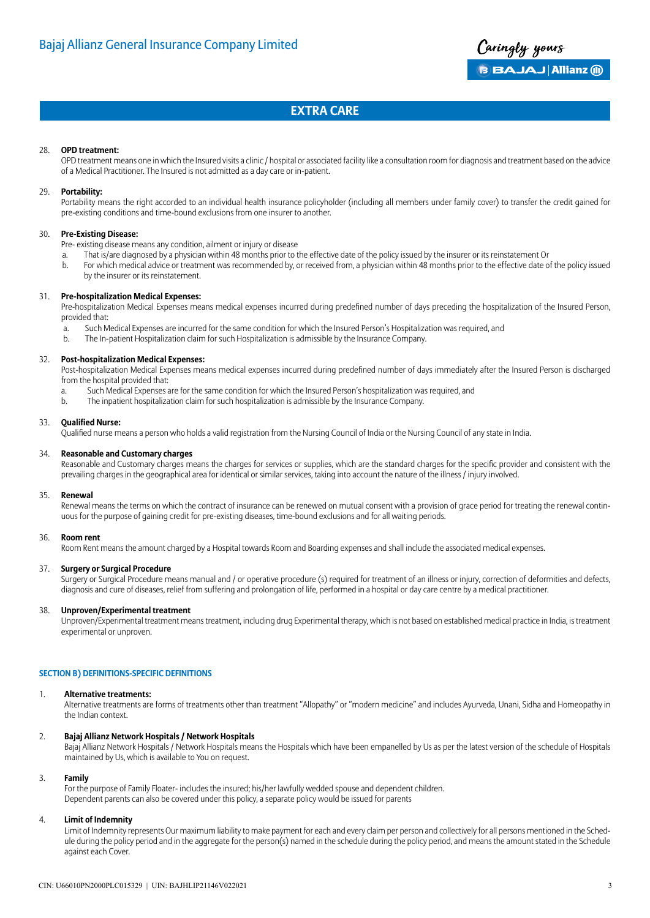## EXTRA CARE

28. **OPD treatment:**
    OPD treatment means one in which the Insured visits a clinic / hospital or associated facility like a consultation room for diagnosis and treatment based on the advice of a Medical Practitioner. The Insured is not admitted as a day care or in-patient.

29. **Portability:**
    Portability means the right accorded to an individual health insurance policyholder (including all members under family cover) to transfer the credit gained for pre-existing conditions and time-bound exclusions from one insurer to another.

30. **Pre-Existing Disease:**
    Pre- existing disease means any condition, ailment or injury or disease
    a. That is/are diagnosed by a physician within 48 months prior to the effective date of the policy issued by the insurer or its reinstatement Or
    b. For which medical advice or treatment was recommended by, or received from, a physician within 48 months prior to the effective date of the policy issued by the insurer or its reinstatement.

31. **Pre-hospitalization Medical Expenses:**
    Pre-hospitalization Medical Expenses means medical expenses incurred during predefined number of days preceding the hospitalization of the Insured Person, provided that:
    a. Such Medical Expenses are incurred for the same condition for which the Insured Person's Hospitalization was required, and
    b. The In-patient Hospitalization claim for such Hospitalization is admissible by the Insurance Company.

32. **Post-hospitalization Medical Expenses:**
    Post-hospitalization Medical Expenses means medical expenses incurred during predefined number of days immediately after the Insured Person is discharged from the hospital provided that:
    a. Such Medical Expenses are for the same condition for which the Insured Person's hospitalization was required, and
    b. The inpatient hospitalization claim for such hospitalization is admissible by the Insurance Company.

33. **Qualified Nurse:**
    Qualified nurse means a person who holds a valid registration from the Nursing Council of India or the Nursing Council of any state in India.

34. **Reasonable and Customary charges**
    Reasonable and Customary charges means the charges for services or supplies, which are the standard charges for the specific provider and consistent with the prevailing charges in the geographical area for identical or similar services, taking into account the nature of the illness / injury involved.

35. **Renewal**
    Renewal means the terms on which the contract of insurance can be renewed on mutual consent with a provision of grace period for treating the renewal continuous for the purpose of gaining credit for pre-existing diseases, time-bound exclusions and for all waiting periods.

36. **Room rent**
    Room Rent means the amount charged by a Hospital towards Room and Boarding expenses and shall include the associated medical expenses.

37. **Surgery or Surgical Procedure**
    Surgery or Surgical Procedure means manual and / or operative procedure (s) required for treatment of an illness or injury, correction of deformities and defects, diagnosis and cure of diseases, relief from suffering and prolongation of life, performed in a hospital or day care centre by a medical practitioner.

38. **Unproven/Experimental treatment**
    Unproven/Experimental treatment means treatment, including drug Experimental therapy, which is not based on established medical practice in India, is treatment experimental or unproven.

### SECTION B) DEFINITIONS-SPECIFIC DEFINITIONS

1. **Alternative treatments:**
   Alternative treatments are forms of treatments other than treatment "Allopathy" or "modern medicine" and includes Ayurveda, Unani, Sidha and Homeopathy in the Indian context.

2. **Bajaj Allianz Network Hospitals / Network Hospitals**
   Bajaj Allianz Network Hospitals / Network Hospitals means the Hospitals which have been empanelled by Us as per the latest version of the schedule of Hospitals maintained by Us, which is available to You on request.

3. **Family**
   For the purpose of Family Floater- includes the insured; his/her lawfully wedded spouse and dependent children.
   Dependent parents can also be covered under this policy, a separate policy would be issued for parents

4. **Limit of Indemnity**
   Limit of Indemnity represents Our maximum liability to make payment for each and every claim per person and collectively for all persons mentioned in the Schedule during the policy period and in the aggregate for the person(s) named in the schedule during the policy period, and means the amount stated in the Schedule against each Cover.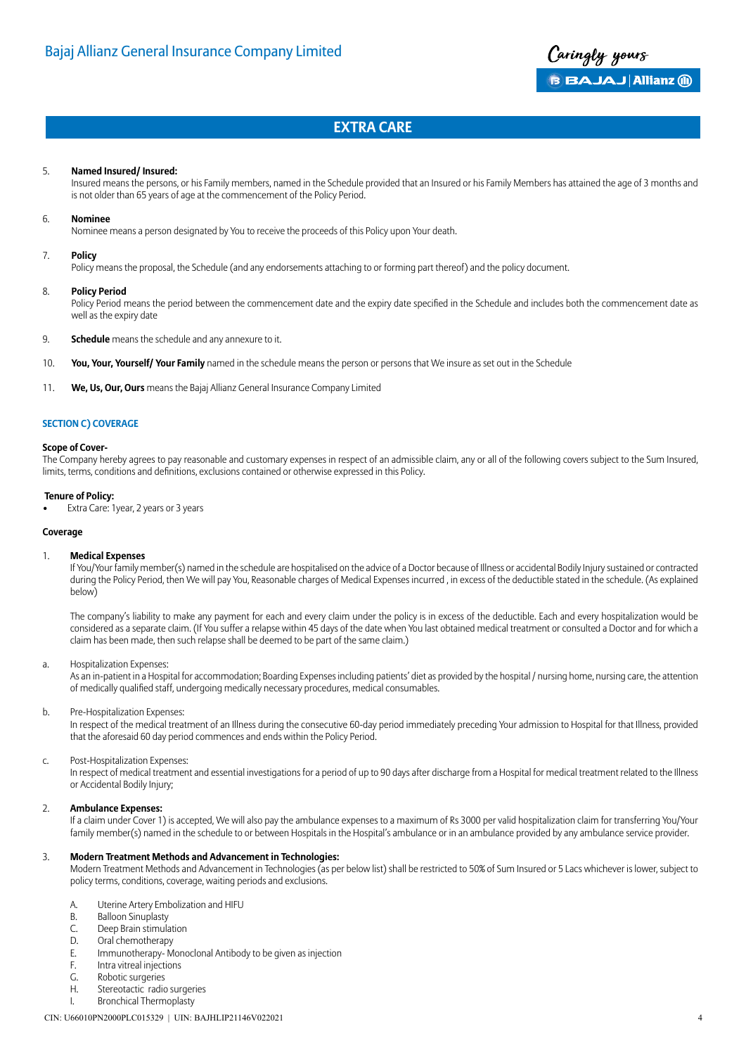## EXTRA CARE

5. **Named Insured/ Insured:**
   Insured means the persons, or his Family members, named in the Schedule provided that an Insured or his Family Members has attained the age of 3 months and is not older than 65 years of age at the commencement of the Policy Period.

6. **Nominee**
   Nominee means a person designated by You to receive the proceeds of this Policy upon Your death.

7. **Policy**
   Policy means the proposal, the Schedule (and any endorsements attaching to or forming part thereof) and the policy document.

8. **Policy Period**
   Policy Period means the period between the commencement date and the expiry date specified in the Schedule and includes both the commencement date as well as the expiry date

9. **Schedule** means the schedule and any annexure to it.

10. **You, Your, Yourself/ Your Family** named in the schedule means the person or persons that We insure as set out in the Schedule

11. **We, Us, Ours** means the Bajaj Allianz General Insurance Company Limited

### SECTION C) COVERAGE

**Scope of Cover-**

The Company hereby agrees to pay reasonable and customary expenses in respect of an admissible claim, any or all of the following covers subject to the Sum Insured, limits, terms, conditions and definitions, exclusions contained or otherwise expressed in this Policy.

**Tenure of Policy:**

- Extra Care: 1year, 2 years or 3 years

**Coverage**

1. **Medical Expenses**
   If You/Your family member(s) named in the schedule are hospitalised on the advice of a Doctor because of Illness or accidental Bodily Injury sustained or contracted during the Policy Period, then We will pay You, Reasonable charges of Medical Expenses incurred , in excess of the deductible stated in the schedule. (As explained below)

   The company's liability to make any payment for each and every claim under the policy is in excess of the deductible. Each and every hospitalization would be considered as a separate claim. (If You suffer a relapse within 45 days of the date when You last obtained medical treatment or consulted a Doctor and for which a claim has been made, then such relapse shall be deemed to be part of the same claim.)

a. Hospitalization Expenses:
   As an in-patient in a Hospital for accommodation; Boarding Expenses including patients' diet as provided by the hospital / nursing home, nursing care, the attention of medically qualified staff, undergoing medically necessary procedures, medical consumables.

b. Pre-Hospitalization Expenses:
   In respect of the medical treatment of an Illness during the consecutive 60-day period immediately preceding Your admission to Hospital for that Illness, provided that the aforesaid 60 day period commences and ends within the Policy Period.

c. Post-Hospitalization Expenses:
   In respect of medical treatment and essential investigations for a period of up to 90 days after discharge from a Hospital for medical treatment related to the Illness or Accidental Bodily Injury;

2. **Ambulance Expenses:**
   If a claim under Cover 1) is accepted, We will also pay the ambulance expenses to a maximum of Rs 3000 per valid hospitalization claim for transferring You/Your family member(s) named in the schedule to or between Hospitals in the Hospital's ambulance or in an ambulance provided by any ambulance service provider.

3. **Modern Treatment Methods and Advancement in Technologies:**
   Modern Treatment Methods and Advancement in Technologies (as per below list) shall be restricted to 50% of Sum Insured or 5 Lacs whichever is lower, subject to policy terms, conditions, coverage, waiting periods and exclusions.

   A. Uterine Artery Embolization and HIFU
   B. Balloon Sinuplasty
   C. Deep Brain stimulation
   D. Oral chemotherapy
   E. Immunotherapy- Monoclonal Antibody to be given as injection
   F. Intra vitreal injections
   G. Robotic surgeries
   H. Stereotactic radio surgeries
   I. Bronchical Thermoplasty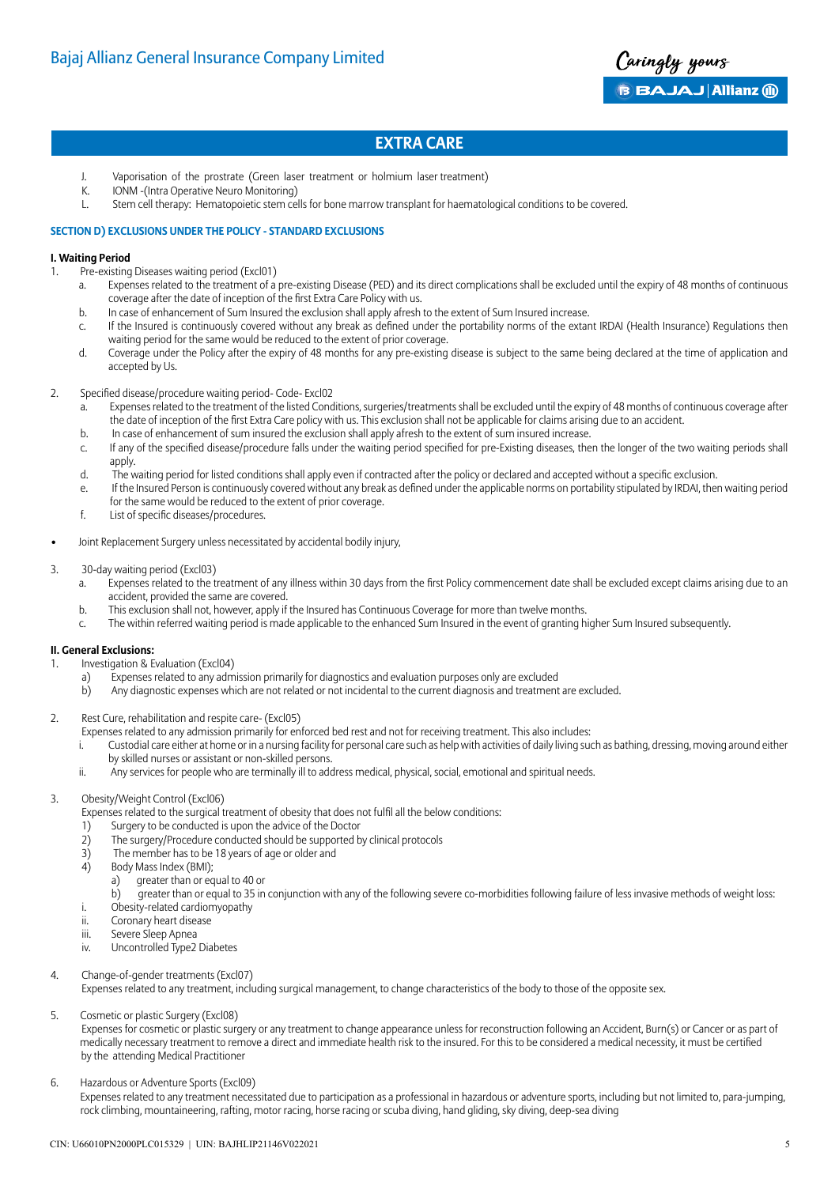## EXTRA CARE

J. Vaporisation of the prostrate (Green laser treatment or holmium laser treatment)
K. IONM -(Intra Operative Neuro Monitoring)
L. Stem cell therapy: Hematopoietic stem cells for bone marrow transplant for haematological conditions to be covered.

### SECTION D) EXCLUSIONS UNDER THE POLICY - STANDARD EXCLUSIONS

#### I. Waiting Period

1. Pre-existing Diseases waiting period (Excl01)
   a. Expenses related to the treatment of a pre-existing Disease (PED) and its direct complications shall be excluded until the expiry of 48 months of continuous coverage after the date of inception of the first Extra Care Policy with us.
   b. In case of enhancement of Sum Insured the exclusion shall apply afresh to the extent of Sum Insured increase.
   c. If the Insured is continuously covered without any break as defined under the portability norms of the extant IRDAI (Health Insurance) Regulations then waiting period for the same would be reduced to the extent of prior coverage.
   d. Coverage under the Policy after the expiry of 48 months for any pre-existing disease is subject to the same being declared at the time of application and accepted by Us.

2. Specified disease/procedure waiting period- Code- Excl02
   a. Expenses related to the treatment of the listed Conditions, surgeries/treatments shall be excluded until the expiry of 48 months of continuous coverage after the date of inception of the first Extra Care policy with us. This exclusion shall not be applicable for claims arising due to an accident.
   b. In case of enhancement of sum insured the exclusion shall apply afresh to the extent of sum insured increase.
   c. If any of the specified disease/procedure falls under the waiting period specified for pre-Existing diseases, then the longer of the two waiting periods shall apply.
   d. The waiting period for listed conditions shall apply even if contracted after the policy or declared and accepted without a specific exclusion.
   e. If the Insured Person is continuously covered without any break as defined under the applicable norms on portability stipulated by IRDAI, then waiting period for the same would be reduced to the extent of prior coverage.
   f. List of specific diseases/procedures.

- Joint Replacement Surgery unless necessitated by accidental bodily injury,

3. 30-day waiting period (Excl03)
   a. Expenses related to the treatment of any illness within 30 days from the first Policy commencement date shall be excluded except claims arising due to an accident, provided the same are covered.
   b. This exclusion shall not, however, apply if the Insured has Continuous Coverage for more than twelve months.
   c. The within referred waiting period is made applicable to the enhanced Sum Insured in the event of granting higher Sum Insured subsequently.

#### II. General Exclusions:

1. Investigation & Evaluation (Excl04)
   a) Expenses related to any admission primarily for diagnostics and evaluation purposes only are excluded
   b) Any diagnostic expenses which are not related or not incidental to the current diagnosis and treatment are excluded.

2. Rest Cure, rehabilitation and respite care- (Excl05)
   Expenses related to any admission primarily for enforced bed rest and not for receiving treatment. This also includes:
   i. Custodial care either at home or in a nursing facility for personal care such as help with activities of daily living such as bathing, dressing, moving around either by skilled nurses or assistant or non-skilled persons.
   ii. Any services for people who are terminally ill to address medical, physical, social, emotional and spiritual needs.

3. Obesity/Weight Control (Excl06)
   Expenses related to the surgical treatment of obesity that does not fulfil all the below conditions:
   1) Surgery to be conducted is upon the advice of the Doctor
   2) The surgery/Procedure conducted should be supported by clinical protocols
   3) The member has to be 18 years of age or older and
   4) Body Mass Index (BMI);
      a) greater than or equal to 40 or
      b) greater than or equal to 35 in conjunction with any of the following severe co-morbidities following failure of less invasive methods of weight loss:
   i. Obesity-related cardiomyopathy
   ii. Coronary heart disease
   iii. Severe Sleep Apnea
   iv. Uncontrolled Type2 Diabetes

4. Change-of-gender treatments (Excl07)
   Expenses related to any treatment, including surgical management, to change characteristics of the body to those of the opposite sex.

5. Cosmetic or plastic Surgery (Excl08)
   Expenses for cosmetic or plastic surgery or any treatment to change appearance unless for reconstruction following an Accident, Burn(s) or Cancer or as part of medically necessary treatment to remove a direct and immediate health risk to the insured. For this to be considered a medical necessity, it must be certified by the attending Medical Practitioner

6. Hazardous or Adventure Sports (Excl09)
   Expenses related to any treatment necessitated due to participation as a professional in hazardous or adventure sports, including but not limited to, para-jumping, rock climbing, mountaineering, rafting, motor racing, horse racing or scuba diving, hand gliding, sky diving, deep-sea diving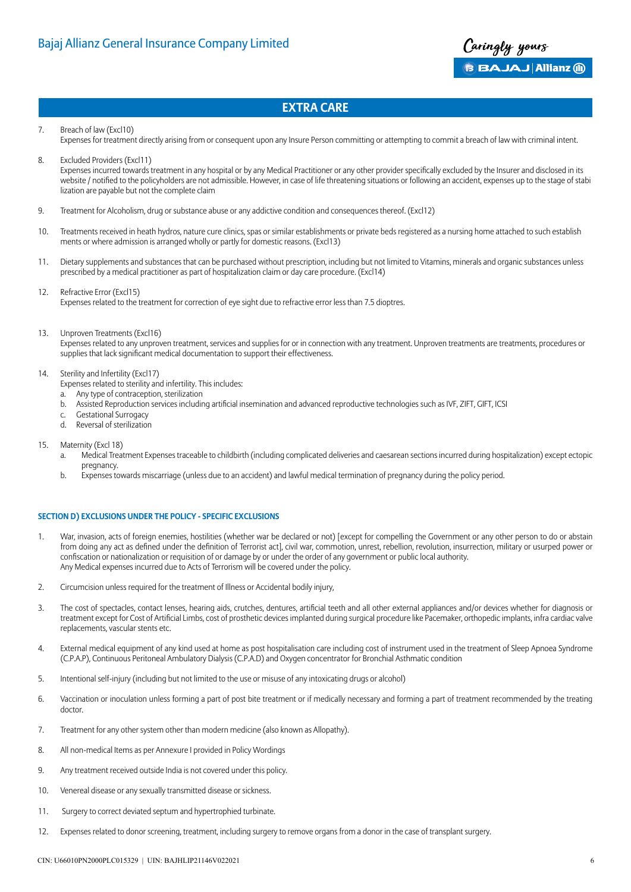## EXTRA CARE

7. Breach of law (Excl10)
   Expenses for treatment directly arising from or consequent upon any Insure Person committing or attempting to commit a breach of law with criminal intent.

8. Excluded Providers (Excl11)
   Expenses incurred towards treatment in any hospital or by any Medical Practitioner or any other provider specifically excluded by the Insurer and disclosed in its website / notified to the policyholders are not admissible. However, in case of life threatening situations or following an accident, expenses up to the stage of stabi lization are payable but not the complete claim

9. Treatment for Alcoholism, drug or substance abuse or any addictive condition and consequences thereof. (Excl12)

10. Treatments received in heath hydros, nature cure clinics, spas or similar establishments or private beds registered as a nursing home attached to such establish ments or where admission is arranged wholly or partly for domestic reasons. (Excl13)

11. Dietary supplements and substances that can be purchased without prescription, including but not limited to Vitamins, minerals and organic substances unless prescribed by a medical practitioner as part of hospitalization claim or day care procedure. (Excl14)

12. Refractive Error (Excl15)
    Expenses related to the treatment for correction of eye sight due to refractive error less than 7.5 dioptres.

13. Unproven Treatments (Excl16)
    Expenses related to any unproven treatment, services and supplies for or in connection with any treatment. Unproven treatments are treatments, procedures or supplies that lack significant medical documentation to support their effectiveness.

14. Sterility and Infertility (Excl17)
    Expenses related to sterility and infertility. This includes:
    a. Any type of contraception, sterilization
    b. Assisted Reproduction services including artificial insemination and advanced reproductive technologies such as IVF, ZIFT, GIFT, ICSI
    c. Gestational Surrogacy
    d. Reversal of sterilization

15. Maternity (Excl 18)
    a. Medical Treatment Expenses traceable to childbirth (including complicated deliveries and caesarean sections incurred during hospitalization) except ectopic pregnancy.
    b. Expenses towards miscarriage (unless due to an accident) and lawful medical termination of pregnancy during the policy period.

#### SECTION D) EXCLUSIONS UNDER THE POLICY - SPECIFIC EXCLUSIONS

1. War, invasion, acts of foreign enemies, hostilities (whether war be declared or not) [except for compelling the Government or any other person to do or abstain from doing any act as defined under the definition of Terrorist act], civil war, commotion, unrest, rebellion, revolution, insurrection, military or usurped power or confiscation or nationalization or requisition of or damage by or under the order of any government or public local authority.
   Any Medical expenses incurred due to Acts of Terrorism will be covered under the policy.

2. Circumcision unless required for the treatment of Illness or Accidental bodily injury,

3. The cost of spectacles, contact lenses, hearing aids, crutches, dentures, artificial teeth and all other external appliances and/or devices whether for diagnosis or treatment except for Cost of Artificial Limbs, cost of prosthetic devices implanted during surgical procedure like Pacemaker, orthopedic implants, infra cardiac valve replacements, vascular stents etc.

4. External medical equipment of any kind used at home as post hospitalisation care including cost of instrument used in the treatment of Sleep Apnoea Syndrome (C.P.A.P), Continuous Peritoneal Ambulatory Dialysis (C.P.A.D) and Oxygen concentrator for Bronchial Asthmatic condition

5. Intentional self-injury (including but not limited to the use or misuse of any intoxicating drugs or alcohol)

6. Vaccination or inoculation unless forming a part of post bite treatment or if medically necessary and forming a part of treatment recommended by the treating doctor.

7. Treatment for any other system other than modern medicine (also known as Allopathy).

8. All non-medical Items as per Annexure I provided in Policy Wordings

9. Any treatment received outside India is not covered under this policy.

10. Venereal disease or any sexually transmitted disease or sickness.

11. Surgery to correct deviated septum and hypertrophied turbinate.

12. Expenses related to donor screening, treatment, including surgery to remove organs from a donor in the case of transplant surgery.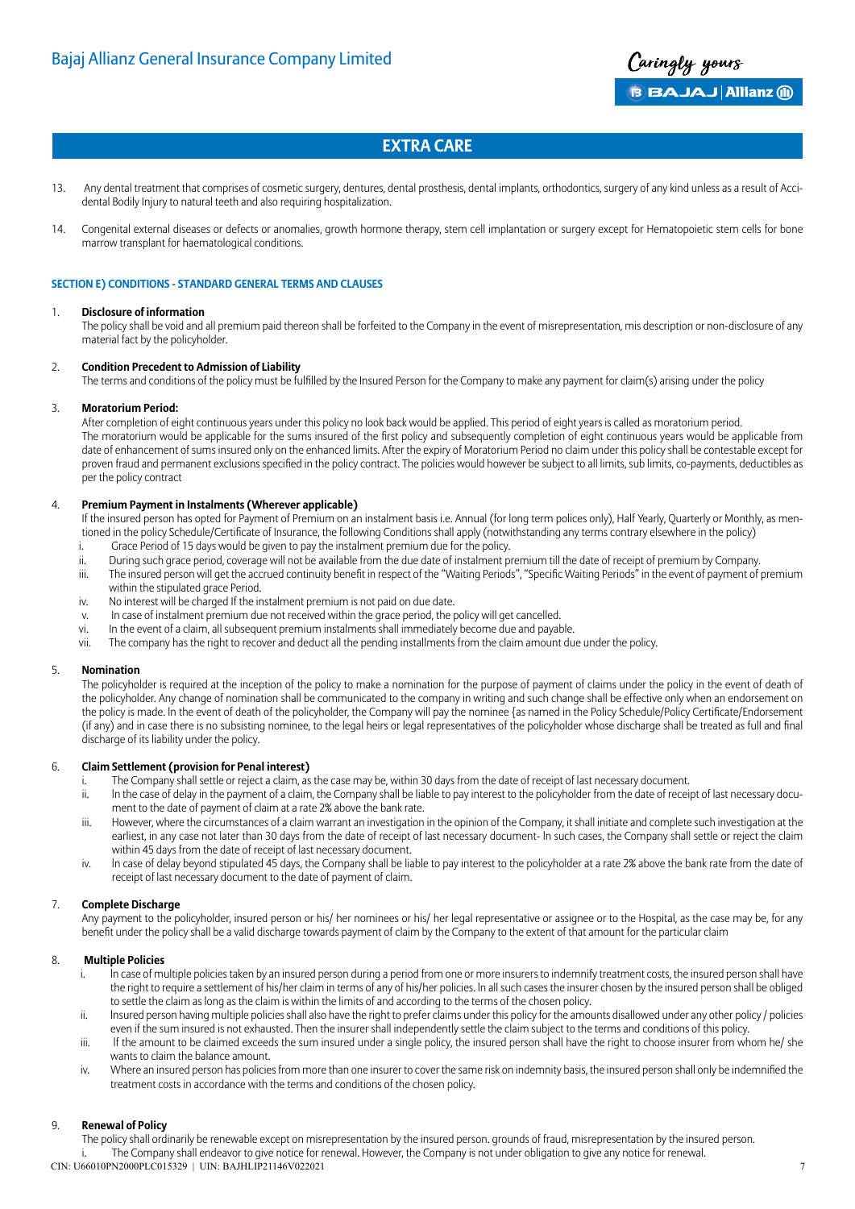## EXTRA CARE

13. Any dental treatment that comprises of cosmetic surgery, dentures, dental prosthesis, dental implants, orthodontics, surgery of any kind unless as a result of Accidental Bodily Injury to natural teeth and also requiring hospitalization.

14. Congenital external diseases or defects or anomalies, growth hormone therapy, stem cell implantation or surgery except for Hematopoietic stem cells for bone marrow transplant for haematological conditions.

### SECTION E) CONDITIONS - STANDARD GENERAL TERMS AND CLAUSES

1. **Disclosure of information**
   The policy shall be void and all premium paid thereon shall be forfeited to the Company in the event of misrepresentation, mis description or non-disclosure of any material fact by the policyholder.

2. **Condition Precedent to Admission of Liability**
   The terms and conditions of the policy must be fulfilled by the Insured Person for the Company to make any payment for claim(s) arising under the policy

3. **Moratorium Period:**
   After completion of eight continuous years under this policy no look back would be applied. This period of eight years is called as moratorium period.
   The moratorium would be applicable for the sums insured of the first policy and subsequently completion of eight continuous years would be applicable from date of enhancement of sums insured only on the enhanced limits. After the expiry of Moratorium Period no claim under this policy shall be contestable except for proven fraud and permanent exclusions specified in the policy contract. The policies would however be subject to all limits, sub limits, co-payments, deductibles as per the policy contract

4. **Premium Payment in Instalments (Wherever applicable)**
   If the insured person has opted for Payment of Premium on an instalment basis i.e. Annual (for long term polices only), Half Yearly, Quarterly or Monthly, as mentioned in the policy Schedule/Certificate of Insurance, the following Conditions shall apply (notwithstanding any terms contrary elsewhere in the policy)
   i. Grace Period of 15 days would be given to pay the instalment premium due for the policy.
   ii. During such grace period, coverage will not be available from the due date of instalment premium till the date of receipt of premium by Company.
   iii. The insured person will get the accrued continuity benefit in respect of the "Waiting Periods", "Specific Waiting Periods" in the event of payment of premium within the stipulated grace Period.
   iv. No interest will be charged If the instalment premium is not paid on due date.
   v. In case of instalment premium due not received within the grace period, the policy will get cancelled.
   vi. In the event of a claim, all subsequent premium instalments shall immediately become due and payable.
   vii. The company has the right to recover and deduct all the pending installments from the claim amount due under the policy.

5. **Nomination**
   The policyholder is required at the inception of the policy to make a nomination for the purpose of payment of claims under the policy in the event of death of the policyholder. Any change of nomination shall be communicated to the company in writing and such change shall be effective only when an endorsement on the policy is made. In the event of death of the policyholder, the Company will pay the nominee {as named in the Policy Schedule/Policy Certificate/Endorsement (if any) and in case there is no subsisting nominee, to the legal heirs or legal representatives of the policyholder whose discharge shall be treated as full and final discharge of its liability under the policy.

6. **Claim Settlement (provision for Penal interest)**
   i. The Company shall settle or reject a claim, as the case may be, within 30 days from the date of receipt of last necessary document.
   ii. In the case of delay in the payment of a claim, the Company shall be liable to pay interest to the policyholder from the date of receipt of last necessary document to the date of payment of claim at a rate 2% above the bank rate.
   iii. However, where the circumstances of a claim warrant an investigation in the opinion of the Company, it shall initiate and complete such investigation at the earliest, in any case not later than 30 days from the date of receipt of last necessary document- In such cases, the Company shall settle or reject the claim within 45 days from the date of receipt of last necessary document.
   iv. In case of delay beyond stipulated 45 days, the Company shall be liable to pay interest to the policyholder at a rate 2% above the bank rate from the date of receipt of last necessary document to the date of payment of claim.

7. **Complete Discharge**
   Any payment to the policyholder, insured person or his/ her nominees or his/ her legal representative or assignee or to the Hospital, as the case may be, for any benefit under the policy shall be a valid discharge towards payment of claim by the Company to the extent of that amount for the particular claim

8. **Multiple Policies**
   i. In case of multiple policies taken by an insured person during a period from one or more insurers to indemnify treatment costs, the insured person shall have the right to require a settlement of his/her claim in terms of any of his/her policies. In all such cases the insurer chosen by the insured person shall be obliged to settle the claim as long as the claim is within the limits of and according to the terms of the chosen policy.
   ii. Insured person having multiple policies shall also have the right to prefer claims under this policy for the amounts disallowed under any other policy / policies even if the sum insured is not exhausted. Then the insurer shall independently settle the claim subject to the terms and conditions of this policy.
   iii. If the amount to be claimed exceeds the sum insured under a single policy, the insured person shall have the right to choose insurer from whom he/ she wants to claim the balance amount.
   iv. Where an insured person has policies from more than one insurer to cover the same risk on indemnity basis, the insured person shall only be indemnified the treatment costs in accordance with the terms and conditions of the chosen policy.

9. **Renewal of Policy**
   The policy shall ordinarily be renewable except on misrepresentation by the insured person. grounds of fraud, misrepresentation by the insured person.
   i. The Company shall endeavor to give notice for renewal. However, the Company is not under obligation to give any notice for renewal.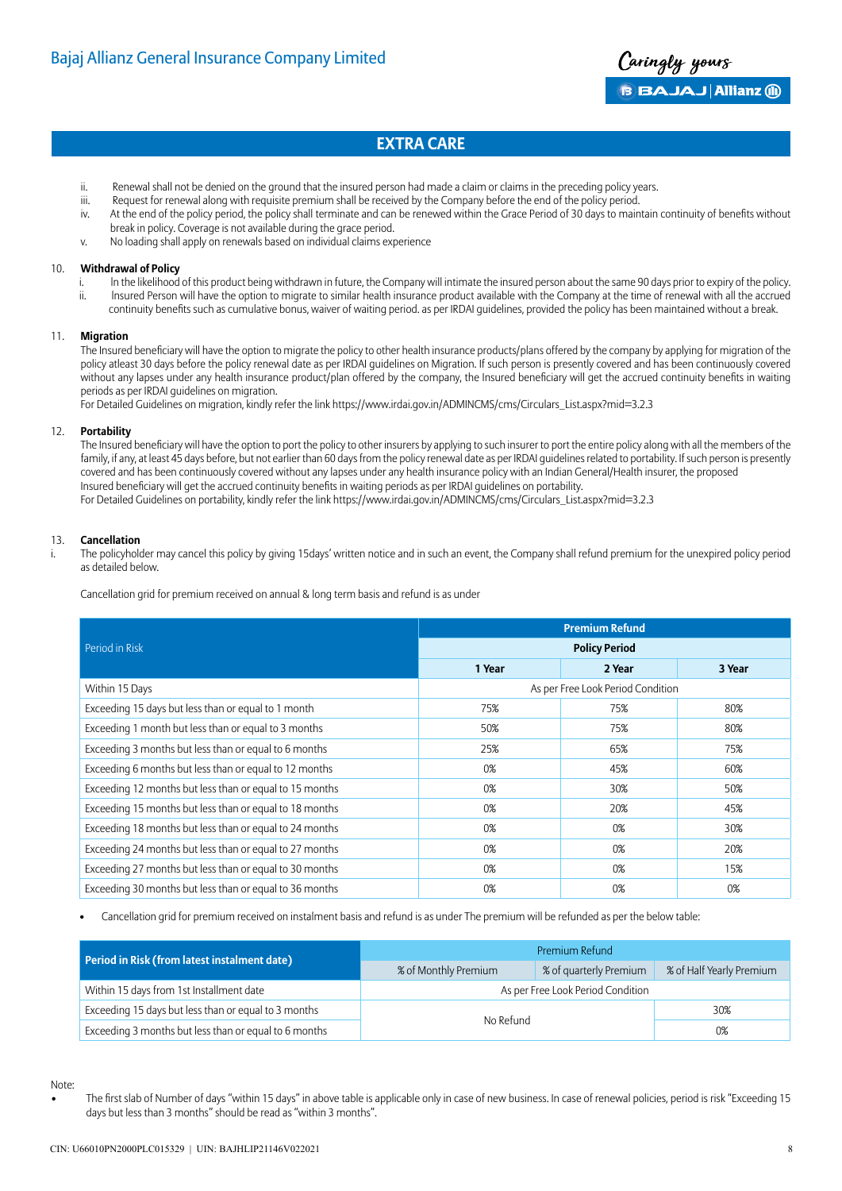# EXTRA CARE

ii. Renewal shall not be denied on the ground that the insured person had made a claim or claims in the preceding policy years.

iii. Request for renewal along with requisite premium shall be received by the Company before the end of the policy period.

iv. At the end of the policy period, the policy shall terminate and can be renewed within the Grace Period of 30 days to maintain continuity of benefits without break in policy. Coverage is not available during the grace period.

v. No loading shall apply on renewals based on individual claims experience

10. **Withdrawal of Policy**

i. In the likelihood of this product being withdrawn in future, the Company will intimate the insured person about the same 90 days prior to expiry of the policy.

ii. Insured Person will have the option to migrate to similar health insurance product available with the Company at the time of renewal with all the accrued continuity benefits such as cumulative bonus, waiver of waiting period. as per IRDAI guidelines, provided the policy has been maintained without a break.

11. **Migration**

The Insured beneficiary will have the option to migrate the policy to other health insurance products/plans offered by the company by applying for migration of the policy atleast 30 days before the policy renewal date as per IRDAI guidelines on Migration. If such person is presently covered and has been continuously covered without any lapses under any health insurance product/plan offered by the company, the Insured beneficiary will get the accrued continuity benefits in waiting periods as per IRDAI guidelines on migration.

For Detailed Guidelines on migration, kindly refer the link https://www.irdai.gov.in/ADMINCMS/cms/Circulars_List.aspx?mid=3.2.3

12. **Portability**

The Insured beneficiary will have the option to port the policy to other insurers by applying to such insurer to port the entire policy along with all the members of the family, if any, at least 45 days before, but not earlier than 60 days from the policy renewal date as per IRDAI guidelines related to portability. If such person is presently covered and has been continuously covered without any lapses under any health insurance policy with an Indian General/Health insurer, the proposed Insured beneficiary will get the accrued continuity benefits in waiting periods as per IRDAI guidelines on portability.

For Detailed Guidelines on portability, kindly refer the link https://www.irdai.gov.in/ADMINCMS/cms/Circulars_List.aspx?mid=3.2.3

13. **Cancellation**

i. The policyholder may cancel this policy by giving 15days' written notice and in such an event, the Company shall refund premium for the unexpired policy period as detailed below.

Cancellation grid for premium received on annual & long term basis and refund is as under

| Period in Risk | Premium Refund | | |
|---|---|---|---|
| | Policy Period | | |
| | 1 Year | 2 Year | 3 Year |
| Within 15 Days | As per Free Look Period Condition | | |
| Exceeding 15 days but less than or equal to 1 month | 75% | 75% | 80% |
| Exceeding 1 month but less than or equal to 3 months | 50% | 75% | 80% |
| Exceeding 3 months but less than or equal to 6 months | 25% | 65% | 75% |
| Exceeding 6 months but less than or equal to 12 months | 0% | 45% | 60% |
| Exceeding 12 months but less than or equal to 15 months | 0% | 30% | 50% |
| Exceeding 15 months but less than or equal to 18 months | 0% | 20% | 45% |
| Exceeding 18 months but less than or equal to 24 months | 0% | 0% | 30% |
| Exceeding 24 months but less than or equal to 27 months | 0% | 0% | 20% |
| Exceeding 27 months but less than or equal to 30 months | 0% | 0% | 15% |
| Exceeding 30 months but less than or equal to 36 months | 0% | 0% | 0% |

- Cancellation grid for premium received on instalment basis and refund is as under The premium will be refunded as per the below table:

| Period in Risk (from latest instalment date) | Premium Refund | | |
|---|---|---|---|
| | % of Monthly Premium | % of quarterly Premium | % of Half Yearly Premium |
| Within 15 days from 1st Installment date | As per Free Look Period Condition | | |
| Exceeding 15 days but less than or equal to 3 months | No Refund | | 30% |
| Exceeding 3 months but less than or equal to 6 months | | | 0% |

Note:

- The first slab of Number of days "within 15 days" in above table is applicable only in case of new business. In case of renewal policies, period is risk "Exceeding 15 days but less than 3 months" should be read as "within 3 months".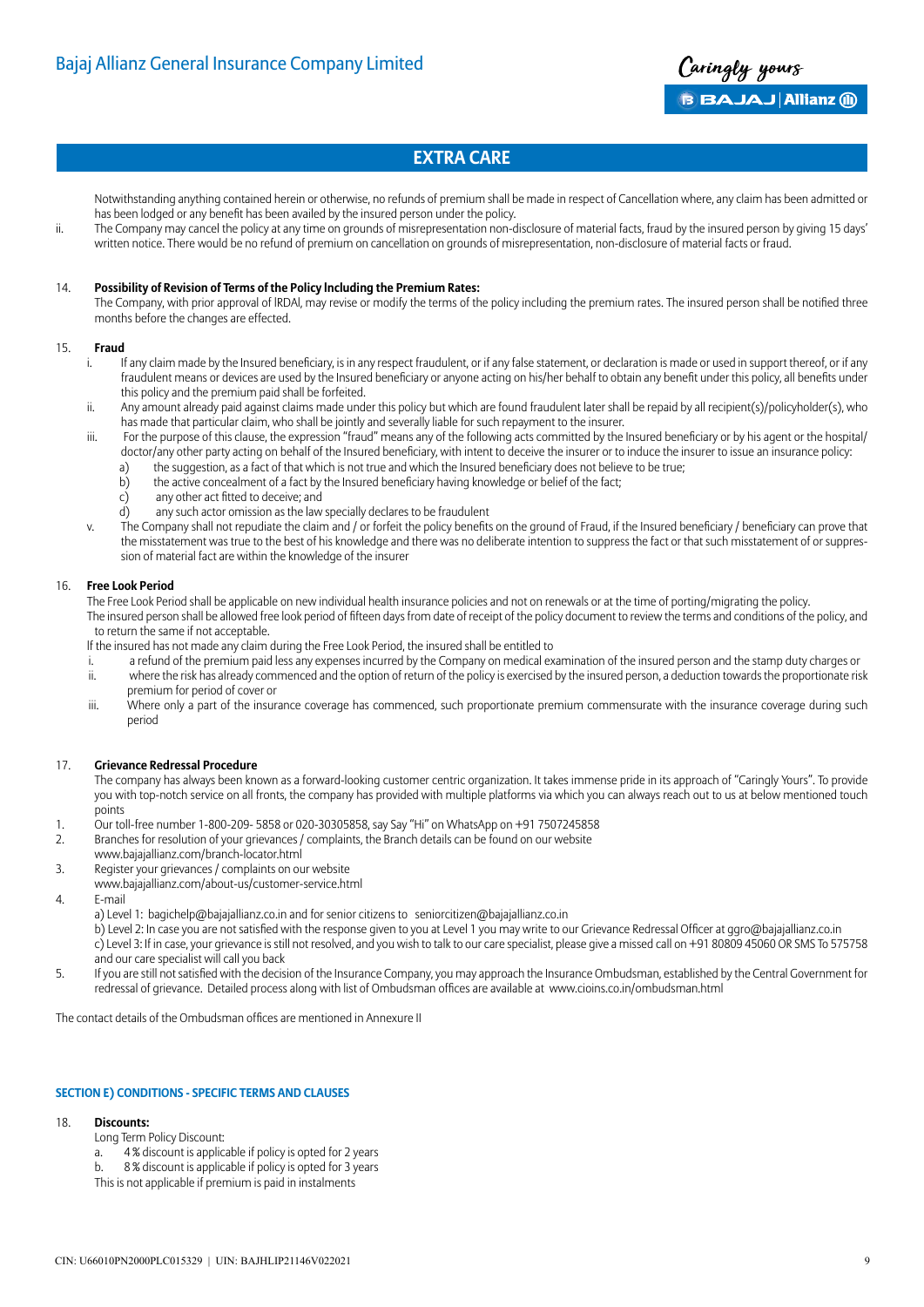## EXTRA CARE

Notwithstanding anything contained herein or otherwise, no refunds of premium shall be made in respect of Cancellation where, any claim has been admitted or has been lodged or any benefit has been availed by the insured person under the policy.

ii. The Company may cancel the policy at any time on grounds of misrepresentation non-disclosure of material facts, fraud by the insured person by giving 15 days' written notice. There would be no refund of premium on cancellation on grounds of misrepresentation, non-disclosure of material facts or fraud.

14. **Possibility of Revision of Terms of the Policy Including the Premium Rates:**

The Company, with prior approval of IRDAI, may revise or modify the terms of the policy including the premium rates. The insured person shall be notified three months before the changes are effected.

15. **Fraud**

i. If any claim made by the Insured beneficiary, is in any respect fraudulent, or if any false statement, or declaration is made or used in support thereof, or if any fraudulent means or devices are used by the Insured beneficiary or anyone acting on his/her behalf to obtain any benefit under this policy, all benefits under this policy and the premium paid shall be forfeited.

ii. Any amount already paid against claims made under this policy but which are found fraudulent later shall be repaid by all recipient(s)/policyholder(s), who has made that particular claim, who shall be jointly and severally liable for such repayment to the insurer.

iii. For the purpose of this clause, the expression "fraud" means any of the following acts committed by the Insured beneficiary or by his agent or the hospital/ doctor/any other party acting on behalf of the Insured beneficiary, with intent to deceive the insurer or to induce the insurer to issue an insurance policy:

a) the suggestion, as a fact of that which is not true and which the Insured beneficiary does not believe to be true;
b) the active concealment of a fact by the Insured beneficiary having knowledge or belief of the fact;
c) any other act fitted to deceive; and
d) any such actor omission as the law specially declares to be fraudulent

v. The Company shall not repudiate the claim and / or forfeit the policy benefits on the ground of Fraud, if the Insured beneficiary / beneficiary can prove that the misstatement was true to the best of his knowledge and there was no deliberate intention to suppress the fact or that such misstatement of or suppression of material fact are within the knowledge of the insurer

16. **Free Look Period**

The Free Look Period shall be applicable on new individual health insurance policies and not on renewals or at the time of porting/migrating the policy.

The insured person shall be allowed free look period of fifteen days from date of receipt of the policy document to review the terms and conditions of the policy, and to return the same if not acceptable.

If the insured has not made any claim during the Free Look Period, the insured shall be entitled to

i. a refund of the premium paid less any expenses incurred by the Company on medical examination of the insured person and the stamp duty charges or
ii. where the risk has already commenced and the option of return of the policy is exercised by the insured person, a deduction towards the proportionate risk premium for period of cover or
iii. Where only a part of the insurance coverage has commenced, such proportionate premium commensurate with the insurance coverage during such period

17. **Grievance Redressal Procedure**

The company has always been known as a forward-looking customer centric organization. It takes immense pride in its approach of "Caringly Yours". To provide you with top-notch service on all fronts, the company has provided with multiple platforms via which you can always reach out to us at below mentioned touch points

1. Our toll-free number 1-800-209- 5858 or 020-30305858, say Say "Hi" on WhatsApp on +91 7507245858
2. Branches for resolution of your grievances / complaints, the Branch details can be found on our website www.bajajallianz.com/branch-locator.html
3. Register your grievances / complaints on our website www.bajajallianz.com/about-us/customer-service.html
4. E-mail
   a) Level 1: bagichelp@bajajallianz.co.in and for senior citizens to seniorcitizen@bajajallianz.co.in
   b) Level 2: In case you are not satisfied with the response given to you at Level 1 you may write to our Grievance Redressal Officer at ggro@bajajallianz.co.in
   c) Level 3: If in case, your grievance is still not resolved, and you wish to talk to our care specialist, please give a missed call on +91 80809 45060 OR SMS To 575758 and our care specialist will call you back
5. If you are still not satisfied with the decision of the Insurance Company, you may approach the Insurance Ombudsman, established by the Central Government for redressal of grievance. Detailed process along with list of Ombudsman offices are available at www.cioins.co.in/ombudsman.html

The contact details of the Ombudsman offices are mentioned in Annexure II

### SECTION E) CONDITIONS - SPECIFIC TERMS AND CLAUSES

18. **Discounts:**

Long Term Policy Discount:

a. 4 % discount is applicable if policy is opted for 2 years
b. 8 % discount is applicable if policy is opted for 3 years

This is not applicable if premium is paid in instalments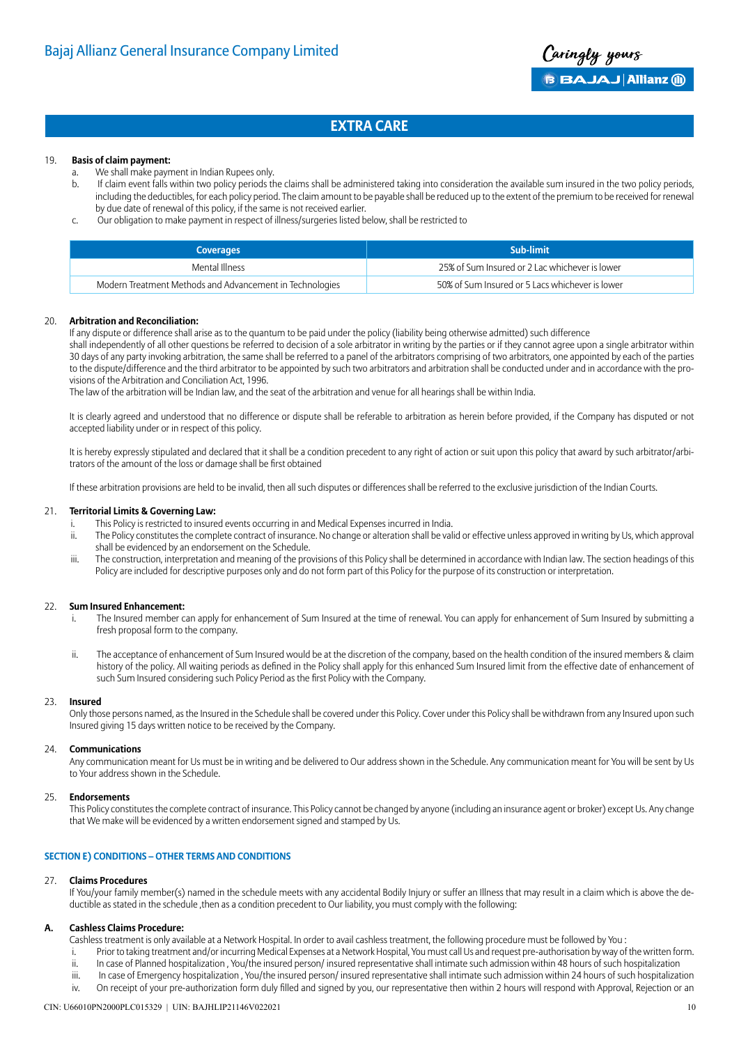## EXTRA CARE

19. **Basis of claim payment:**
    a. We shall make payment in Indian Rupees only.
    b. If claim event falls within two policy periods the claims shall be administered taking into consideration the available sum insured in the two policy periods, including the deductibles, for each policy period. The claim amount to be payable shall be reduced up to the extent of the premium to be received for renewal by due date of renewal of this policy, if the same is not received earlier.
    c. Our obligation to make payment in respect of illness/surgeries listed below, shall be restricted to

| Coverages | Sub-limit |
|---|---|
| Mental Illness | 25% of Sum Insured or 2 Lac whichever is lower |
| Modern Treatment Methods and Advancement in Technologies | 50% of Sum Insured or 5 Lacs whichever is lower |

20. **Arbitration and Reconciliation:**

If any dispute or difference shall arise as to the quantum to be paid under the policy (liability being otherwise admitted) such difference shall independently of all other questions be referred to decision of a sole arbitrator in writing by the parties or if they cannot agree upon a single arbitrator within 30 days of any party invoking arbitration, the same shall be referred to a panel of the arbitrators comprising of two arbitrators, one appointed by each of the parties to the dispute/difference and the third arbitrator to be appointed by such two arbitrators and arbitration shall be conducted under and in accordance with the provisions of the Arbitration and Conciliation Act, 1996.

The law of the arbitration will be Indian law, and the seat of the arbitration and venue for all hearings shall be within India.

It is clearly agreed and understood that no difference or dispute shall be referable to arbitration as herein before provided, if the Company has disputed or not accepted liability under or in respect of this policy.

It is hereby expressly stipulated and declared that it shall be a condition precedent to any right of action or suit upon this policy that award by such arbitrator/arbitrators of the amount of the loss or damage shall be first obtained

If these arbitration provisions are held to be invalid, then all such disputes or differences shall be referred to the exclusive jurisdiction of the Indian Courts.

21. **Territorial Limits & Governing Law:**
    i. This Policy is restricted to insured events occurring in and Medical Expenses incurred in India.
    ii. The Policy constitutes the complete contract of insurance. No change or alteration shall be valid or effective unless approved in writing by Us, which approval shall be evidenced by an endorsement on the Schedule.
    iii. The construction, interpretation and meaning of the provisions of this Policy shall be determined in accordance with Indian law. The section headings of this Policy are included for descriptive purposes only and do not form part of this Policy for the purpose of its construction or interpretation.

22. **Sum Insured Enhancement:**
    i. The Insured member can apply for enhancement of Sum Insured at the time of renewal. You can apply for enhancement of Sum Insured by submitting a fresh proposal form to the company.

    ii. The acceptance of enhancement of Sum Insured would be at the discretion of the company, based on the health condition of the insured members & claim history of the policy. All waiting periods as defined in the Policy shall apply for this enhanced Sum Insured limit from the effective date of enhancement of such Sum Insured considering such Policy Period as the first Policy with the Company.

23. **Insured**

Only those persons named, as the Insured in the Schedule shall be covered under this Policy. Cover under this Policy shall be withdrawn from any Insured upon such Insured giving 15 days written notice to be received by the Company.

24. **Communications**

Any communication meant for Us must be in writing and be delivered to Our address shown in the Schedule. Any communication meant for You will be sent by Us to Your address shown in the Schedule.

25. **Endorsements**

This Policy constitutes the complete contract of insurance. This Policy cannot be changed by anyone (including an insurance agent or broker) except Us. Any change that We make will be evidenced by a written endorsement signed and stamped by Us.

### SECTION E) CONDITIONS – OTHER TERMS AND CONDITIONS

27. **Claims Procedures**

If You/your family member(s) named in the schedule meets with any accidental Bodily Injury or suffer an Illness that may result in a claim which is above the deductible as stated in the schedule ,then as a condition precedent to Our liability, you must comply with the following:

**A. Cashless Claims Procedure:**

Cashless treatment is only available at a Network Hospital. In order to avail cashless treatment, the following procedure must be followed by You :

i. Prior to taking treatment and/or incurring Medical Expenses at a Network Hospital, You must call Us and request pre-authorisation by way of the written form.
ii. In case of Planned hospitalization , You/the insured person/ insured representative shall intimate such admission within 48 hours of such hospitalization
iii. In case of Emergency hospitalization , You/the insured person/ insured representative shall intimate such admission within 24 hours of such hospitalization
iv. On receipt of your pre-authorization form duly filled and signed by you, our representative then within 2 hours will respond with Approval, Rejection or an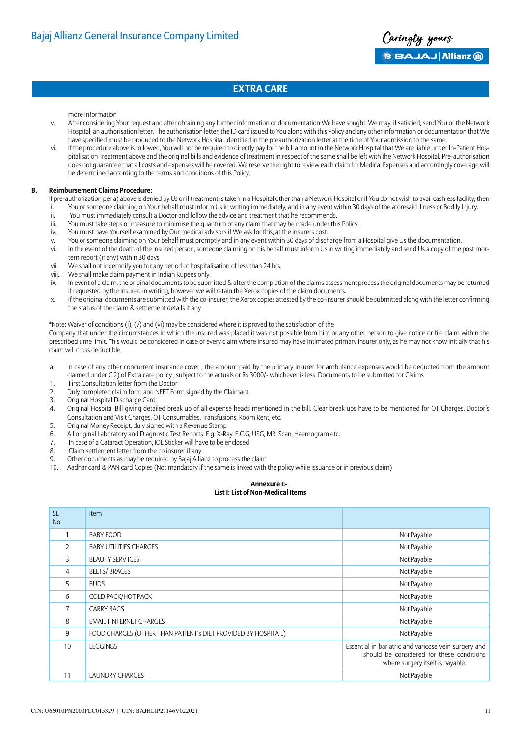## EXTRA CARE

more information

v. After considering Your request and after obtaining any further information or documentation We have sought, We may, if satisfied, send You or the Network Hospital, an authorisation letter. The authorisation letter, the ID card issued to You along with this Policy and any other information or documentation that We have specified must be produced to the Network Hospital identified in the preauthorization letter at the time of Your admission to the same.

vi. If the procedure above is followed, You will not be required to directly pay for the bill amount in the Network Hospital that We are liable under In-Patient Hospitalisation Treatment above and the original bills and evidence of treatment in respect of the same shall be left with the Network Hospital. Pre-authorisation does not guarantee that all costs and expenses will be covered. We reserve the right to review each claim for Medical Expenses and accordingly coverage will be determined according to the terms and conditions of this Policy.

**B. Reimbursement Claims Procedure:**

If pre-authorization per a) above is denied by Us or if treatment is taken in a Hospital other than a Network Hospital or if You do not wish to avail cashless facility, then

i. You or someone claiming on Your behalf must inform Us in writing immediately, and in any event within 30 days of the aforesaid Illness or Bodily Injury.
ii. You must immediately consult a Doctor and follow the advice and treatment that he recommends.
iii. You must take steps or measure to minimise the quantum of any claim that may be made under this Policy.
iv. You must have Yourself examined by Our medical advisors if We ask for this, at the insurers cost.
v. You or someone claiming on Your behalf must promptly and in any event within 30 days of discharge from a Hospital give Us the documentation.
vi. In the event of the death of the insured person, someone claiming on his behalf must inform Us in writing immediately and send Us a copy of the post mortem report (if any) within 30 days
vii. We shall not indemnify you for any period of hospitalisation of less than 24 hrs.
viii. We shall make claim payment in Indian Rupees only.
ix. In event of a claim, the original documents to be submitted & after the completion of the claims assessment process the original documents may be returned if requested by the insured in writing, however we will retain the Xerox copies of the claim documents.
x. If the original documents are submitted with the co-insurer, the Xerox copies attested by the co-insurer should be submitted along with the letter confirming the status of the claim & settlement details if any

*Note: Waiver of conditions (i), (v) and (vi) may be considered where it is proved to the satisfaction of the Company that under the circumstances in which the insured was placed it was not possible from him or any other person to give notice or file claim within the prescribed time limit. This would be considered in case of every claim where insured may have intimated primary insurer only, as he may not know initially that his claim will cross deductible.

a. In case of any other concurrent insurance cover , the amount paid by the primary insurer for ambulance expenses would be deducted from the amount claimed under C 2) of Extra care policy , subject to the actuals or Rs.3000/- whichever is less. Documents to be submitted for Claims

1. First Consultation letter from the Doctor
2. Duly completed claim form and NEFT Form signed by the Claimant
3. Original Hospital Discharge Card
4. Original Hospital Bill giving detailed break up of all expense heads mentioned in the bill. Clear break ups have to be mentioned for OT Charges, Doctor's Consultation and Visit Charges, OT Consumables, Transfusions, Room Rent, etc.
5. Original Money Receipt, duly signed with a Revenue Stamp
6. All original Laboratory and Diagnostic Test Reports. E.g. X-Ray, E.C.G, USG, MRI Scan, Haemogram etc.
7. In case of a Cataract Operation, IOL Sticker will have to be enclosed
8. Claim settlement letter from the co insurer if any
9. Other documents as may be required by Bajaj Allianz to process the claim
10. Aadhar card & PAN card Copies (Not mandatory if the same is linked with the policy while issuance or in previous claim)

**Annexure I:-**
**List I: List of Non-Medical Items**

| SL No | Item | |
|---|---|---|
| 1 | BABY FOOD | Not Payable |
| 2 | BABY UTILITIES CHARGES | Not Payable |
| 3 | BEAUTY SERV ICES | Not Payable |
| 4 | BELTS/ BRACES | Not Payable |
| 5 | BUDS | Not Payable |
| 6 | COLD PACK/HOT PACK | Not Payable |
| 7 | CARRY BAGS | Not Payable |
| 8 | EMAIL I INTERNET CHARGES | Not Payable |
| 9 | FOOD CHARGES (OTHER THAN PATIENT's DIET PROVIDED BY HOSPITA L) | Not Payable |
| 10 | LEGGINGS | Essential in bariatric and varicose vein surgery and should be considered for these conditions where surgery itself is payable. |
| 11 | LAUNDRY CHARGES | Not Payable |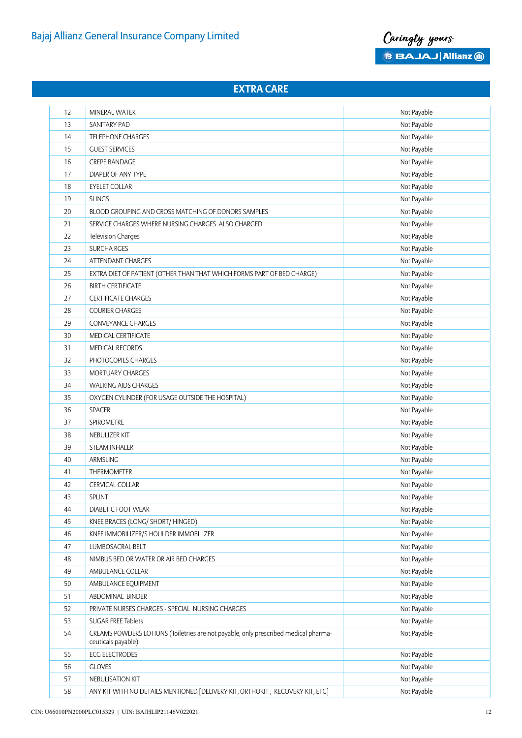## EXTRA CARE

| | | |
|---|---|---|
| 12 | MINERAL WATER | Not Payable |
| 13 | SANITARY PAD | Not Payable |
| 14 | TELEPHONE CHARGES | Not Payable |
| 15 | GUEST SERVICES | Not Payable |
| 16 | CREPE BANDAGE | Not Payable |
| 17 | DIAPER OF ANY TYPE | Not Payable |
| 18 | EYELET COLLAR | Not Payable |
| 19 | SLINGS | Not Payable |
| 20 | BLOOD GROUPING AND CROSS MATCHING OF DONORS SAMPLES | Not Payable |
| 21 | SERVICE CHARGES WHERE NURSING CHARGES ALSO CHARGED | Not Payable |
| 22 | Television Charges | Not Payable |
| 23 | SURCHA RGES | Not Payable |
| 24 | ATTENDANT CHARGES | Not Payable |
| 25 | EXTRA DIET OF PATIENT (OTHER THAN THAT WHICH FORMS PART OF BED CHARGE) | Not Payable |
| 26 | BIRTH CERTIFICATE | Not Payable |
| 27 | CERTIFICATE CHARGES | Not Payable |
| 28 | COURIER CHARGES | Not Payable |
| 29 | CONVEYANCE CHARGES | Not Payable |
| 30 | MEDICAL CERTIFICATE | Not Payable |
| 31 | MEDICAL RECORDS | Not Payable |
| 32 | PHOTOCOPIES CHARGES | Not Payable |
| 33 | MORTUARY CHARGES | Not Payable |
| 34 | WALKING AIDS CHARGES | Not Payable |
| 35 | OXYGEN CYLINDER (FOR USAGE OUTSIDE THE HOSPITAL) | Not Payable |
| 36 | SPACER | Not Payable |
| 37 | SPIROMETRE | Not Payable |
| 38 | NEBULIZER KIT | Not Payable |
| 39 | STEAM INHALER | Not Payable |
| 40 | ARMSLING | Not Payable |
| 41 | THERMOMETER | Not Payable |
| 42 | CERVICAL COLLAR | Not Payable |
| 43 | SPLINT | Not Payable |
| 44 | DIABETIC FOOT WEAR | Not Payable |
| 45 | KNEE BRACES (LONG/ SHORT/ HINGED) | Not Payable |
| 46 | KNEE IMMOBILIZER/S HOULDER IMMOBILIZER | Not Payable |
| 47 | LUMBOSACRAL BELT | Not Payable |
| 48 | NIMBUS BED OR WATER OR AIR BED CHARGES | Not Payable |
| 49 | AMBULANCE COLLAR | Not Payable |
| 50 | AMBULANCE EQUIPMENT | Not Payable |
| 51 | ABDOMINAL BINDER | Not Payable |
| 52 | PRIVATE NURSES CHARGES - SPECIAL NURSING CHARGES | Not Payable |
| 53 | SUGAR FREE Tablets | Not Payable |
| 54 | CREAMS POWDERS LOTIONS (Toiletries are not payable, only prescribed medical pharma-ceuticals payable) | Not Payable |
| 55 | ECG ELECTRODES | Not Payable |
| 56 | GLOVES | Not Payable |
| 57 | NEBULISATION KIT | Not Payable |
| 58 | ANY KIT WITH NO DETAILS MENTIONED [DELIVERY KIT, ORTHOKIT , RECOVERY KIT, ETC] | Not Payable |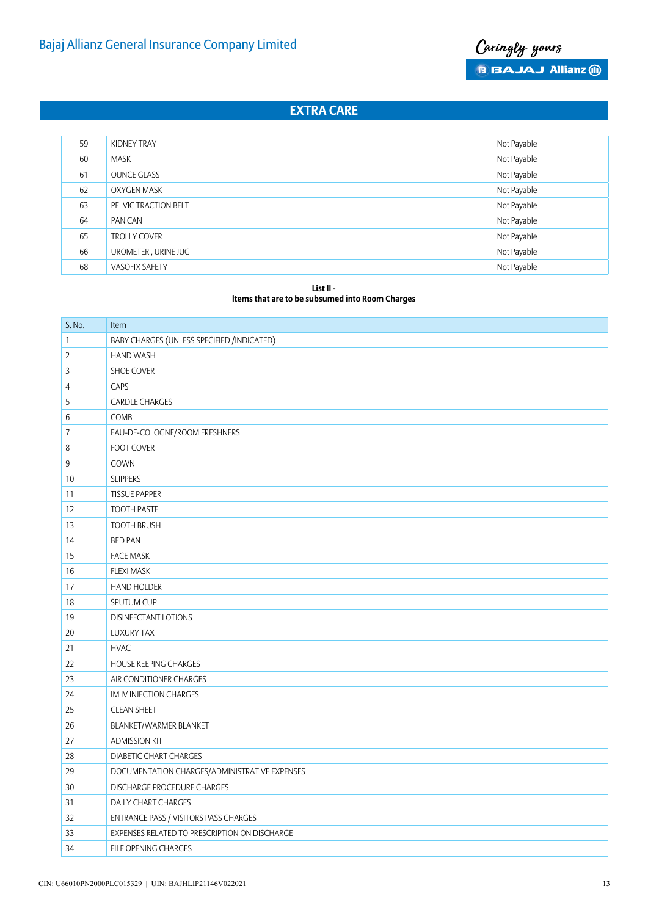## EXTRA CARE

| | | |
|---|---|---|
| 59 | KIDNEY TRAY | Not Payable |
| 60 | MASK | Not Payable |
| 61 | OUNCE GLASS | Not Payable |
| 62 | OXYGEN MASK | Not Payable |
| 63 | PELVIC TRACTION BELT | Not Payable |
| 64 | PAN CAN | Not Payable |
| 65 | TROLLY COVER | Not Payable |
| 66 | UROMETER , URINE JUG | Not Payable |
| 68 | VASOFIX SAFETY | Not Payable |

**List II -**
**Items that are to be subsumed into Room Charges**

| S. No. | Item |
|---|---|
| 1 | BABY CHARGES (UNLESS SPECIFIED /INDICATED) |
| 2 | HAND WASH |
| 3 | SHOE COVER |
| 4 | CAPS |
| 5 | CARDLE CHARGES |
| 6 | COMB |
| 7 | EAU-DE-COLOGNE/ROOM FRESHNERS |
| 8 | FOOT COVER |
| 9 | GOWN |
| 10 | SLIPPERS |
| 11 | TISSUE PAPPER |
| 12 | TOOTH PASTE |
| 13 | TOOTH BRUSH |
| 14 | BED PAN |
| 15 | FACE MASK |
| 16 | FLEXI MASK |
| 17 | HAND HOLDER |
| 18 | SPUTUM CUP |
| 19 | DISINEFCTANT LOTIONS |
| 20 | LUXURY TAX |
| 21 | HVAC |
| 22 | HOUSE KEEPING CHARGES |
| 23 | AIR CONDITIONER CHARGES |
| 24 | IM IV INJECTION CHARGES |
| 25 | CLEAN SHEET |
| 26 | BLANKET/WARMER BLANKET |
| 27 | ADMISSION KIT |
| 28 | DIABETIC CHART CHARGES |
| 29 | DOCUMENTATION CHARGES/ADMINISTRATIVE EXPENSES |
| 30 | DISCHARGE PROCEDURE CHARGES |
| 31 | DAILY CHART CHARGES |
| 32 | ENTRANCE PASS / VISITORS PASS CHARGES |
| 33 | EXPENSES RELATED TO PRESCRIPTION ON DISCHARGE |
| 34 | FILE OPENING CHARGES |

CIN: U66010PN2000PLC015329 | UIN: BAJHLIP21146V022021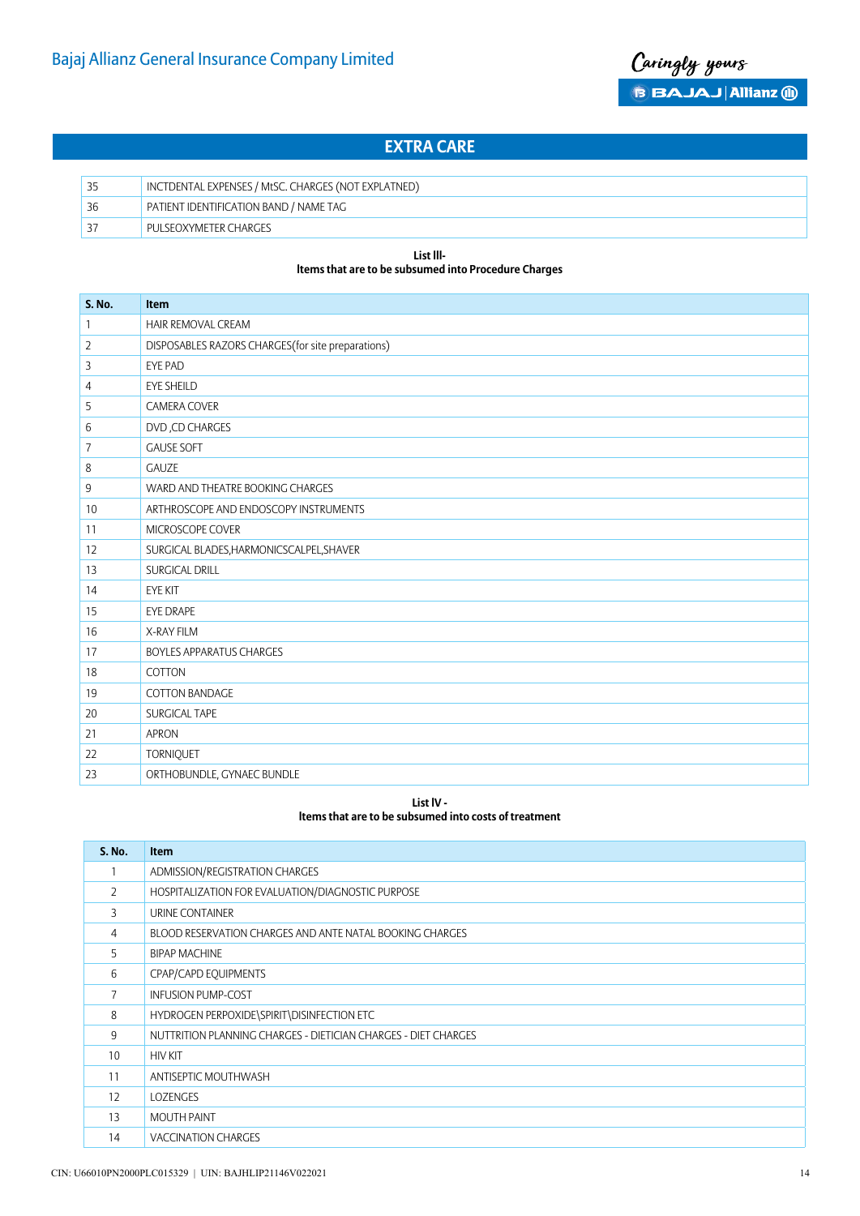## EXTRA CARE

| | |
|---|---|
| 35 | INCTDENTAL EXPENSES / MtSC. CHARGES (NOT EXPLATNED) |
| 36 | PATIENT IDENTIFICATION BAND / NAME TAG |
| 37 | PULSEOXYMETER CHARGES |

**List III-**
**Items that are to be subsumed into Procedure Charges**

| S. No. | Item |
|---|---|
| 1 | HAIR REMOVAL CREAM |
| 2 | DISPOSABLES RAZORS CHARGES(for site preparations) |
| 3 | EYE PAD |
| 4 | EYE SHEILD |
| 5 | CAMERA COVER |
| 6 | DVD ,CD CHARGES |
| 7 | GAUSE SOFT |
| 8 | GAUZE |
| 9 | WARD AND THEATRE BOOKING CHARGES |
| 10 | ARTHROSCOPE AND ENDOSCOPY INSTRUMENTS |
| 11 | MICROSCOPE COVER |
| 12 | SURGICAL BLADES,HARMONICSCALPEL,SHAVER |
| 13 | SURGICAL DRILL |
| 14 | EYE KIT |
| 15 | EYE DRAPE |
| 16 | X-RAY FILM |
| 17 | BOYLES APPARATUS CHARGES |
| 18 | COTTON |
| 19 | COTTON BANDAGE |
| 20 | SURGICAL TAPE |
| 21 | APRON |
| 22 | TORNIQUET |
| 23 | ORTHOBUNDLE, GYNAEC BUNDLE |

**List IV -**
**Items that are to be subsumed into costs of treatment**

| S. No. | Item |
|---|---|
| 1 | ADMISSION/REGISTRATION CHARGES |
| 2 | HOSPITALIZATION FOR EVALUATION/DIAGNOSTIC PURPOSE |
| 3 | URINE CONTAINER |
| 4 | BLOOD RESERVATION CHARGES AND ANTE NATAL BOOKING CHARGES |
| 5 | BIPAP MACHINE |
| 6 | CPAP/CAPD EQUIPMENTS |
| 7 | INFUSION PUMP-COST |
| 8 | HYDROGEN PERPOXIDE\SPIRIT\DISINFECTION ETC |
| 9 | NUTTRITION PLANNING CHARGES - DIETICIAN CHARGES - DIET CHARGES |
| 10 | HIV KIT |
| 11 | ANTISEPTIC MOUTHWASH |
| 12 | LOZENGES |
| 13 | MOUTH PAINT |
| 14 | VACCINATION CHARGES |

CIN: U66010PN2000PLC015329 | UIN: BAJHLIP21146V022021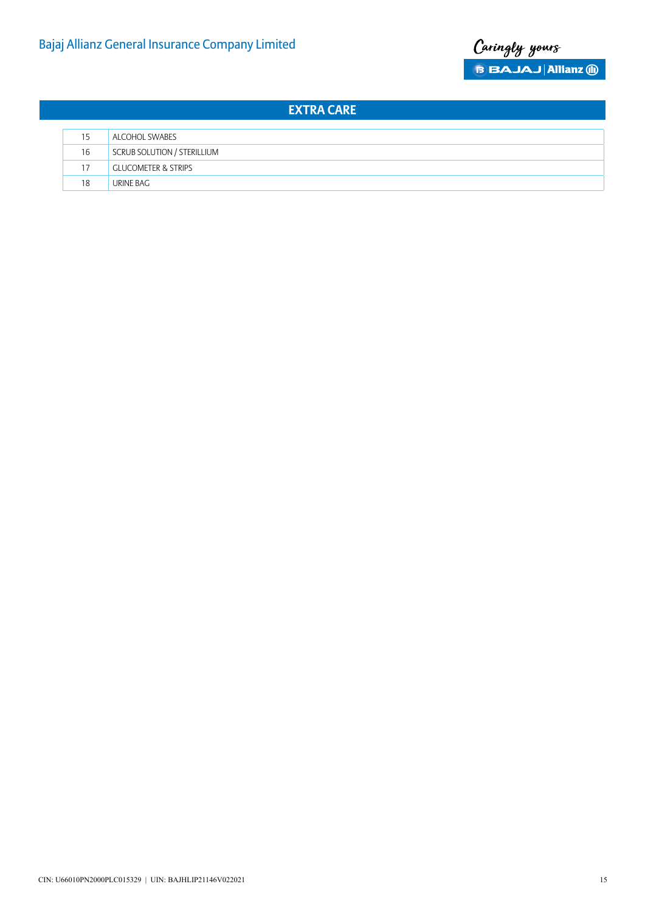## EXTRA CARE

| | |
|---|---|
| 15 | ALCOHOL SWABES |
| 16 | SCRUB SOLUTION / STERILLIUM |
| 17 | GLUCOMETER & STRIPS |
| 18 | URINE BAG |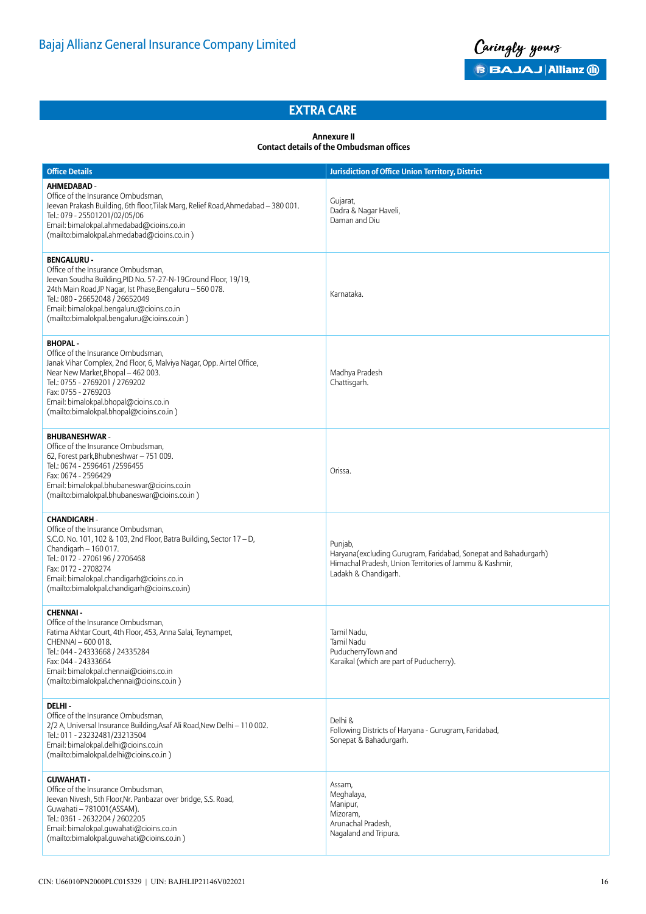## EXTRA CARE

**Annexure II**
**Contact details of the Ombudsman offices**

| Office Details | Jurisdiction of Office Union Territory, District |
|---|---|
| **AHMEDABAD** -<br>Office of the Insurance Ombudsman,<br>Jeevan Prakash Building, 6th floor,Tilak Marg, Relief Road,Ahmedabad – 380 001.<br>Tel.: 079 - 25501201/02/05/06<br>Email: bimalokpal.ahmedabad@cioins.co.in<br>(mailto:bimalokpal.ahmedabad@cioins.co.in ) | Gujarat,<br>Dadra & Nagar Haveli,<br>Daman and Diu |
| **BENGALURU** -<br>Office of the Insurance Ombudsman,<br>Jeevan Soudha Building,PID No. 57-27-N-19Ground Floor, 19/19,<br>24th Main Road,JP Nagar, Ist Phase,Bengaluru – 560 078.<br>Tel.: 080 - 26652048 / 26652049<br>Email: bimalokpal.bengaluru@cioins.co.in<br>(mailto:bimalokpal.bengaluru@cioins.co.in ) | Karnataka. |
| **BHOPAL** -<br>Office of the Insurance Ombudsman,<br>Janak Vihar Complex, 2nd Floor, 6, Malviya Nagar, Opp. Airtel Office,<br>Near New Market,Bhopal – 462 003.<br>Tel.: 0755 - 2769201 / 2769202<br>Fax: 0755 - 2769203<br>Email: bimalokpal.bhopal@cioins.co.in<br>(mailto:bimalokpal.bhopal@cioins.co.in ) | Madhya Pradesh<br>Chattisgarh. |
| **BHUBANESHWAR** -<br>Office of the Insurance Ombudsman,<br>62, Forest park,Bhubneshwar – 751 009.<br>Tel.: 0674 - 2596461 /2596455<br>Fax: 0674 - 2596429<br>Email: bimalokpal.bhubaneswar@cioins.co.in<br>(mailto:bimalokpal.bhubaneswar@cioins.co.in ) | Orissa. |
| **CHANDIGARH** -<br>Office of the Insurance Ombudsman,<br>S.C.O. No. 101, 102 & 103, 2nd Floor, Batra Building, Sector 17 – D,<br>Chandigarh – 160 017.<br>Tel.: 0172 - 2706196 / 2706468<br>Fax: 0172 - 2708274<br>Email: bimalokpal.chandigarh@cioins.co.in<br>(mailto:bimalokpal.chandigarh@cioins.co.in) | Punjab,<br>Haryana(excluding Gurugram, Faridabad, Sonepat and Bahadurgarh)<br>Himachal Pradesh, Union Territories of Jammu & Kashmir,<br>Ladakh & Chandigarh. |
| **CHENNAI** -<br>Office of the Insurance Ombudsman,<br>Fatima Akhtar Court, 4th Floor, 453, Anna Salai, Teynampet,<br>CHENNAI – 600 018.<br>Tel.: 044 - 24333668 / 24335284<br>Fax: 044 - 24333664<br>Email: bimalokpal.chennai@cioins.co.in<br>(mailto:bimalokpal.chennai@cioins.co.in ) | Tamil Nadu,<br>Tamil Nadu<br>PuducherryTown and<br>Karaikal (which are part of Puducherry). |
| **DELHI** -<br>Office of the Insurance Ombudsman,<br>2/2 A, Universal Insurance Building,Asaf Ali Road,New Delhi – 110 002.<br>Tel.: 011 - 23232481/23213504<br>Email: bimalokpal.delhi@cioins.co.in<br>(mailto:bimalokpal.delhi@cioins.co.in ) | Delhi &<br>Following Districts of Haryana - Gurugram, Faridabad,<br>Sonepat & Bahadurgarh. |
| **GUWAHATI** -<br>Office of the Insurance Ombudsman,<br>Jeevan Nivesh, 5th Floor,Nr. Panbazar over bridge, S.S. Road,<br>Guwahati – 781001(ASSAM).<br>Tel.: 0361 - 2632204 / 2602205<br>Email: bimalokpal.guwahati@cioins.co.in<br>(mailto:bimalokpal.guwahati@cioins.co.in ) | Assam,<br>Meghalaya,<br>Manipur,<br>Mizoram,<br>Arunachal Pradesh,<br>Nagaland and Tripura. |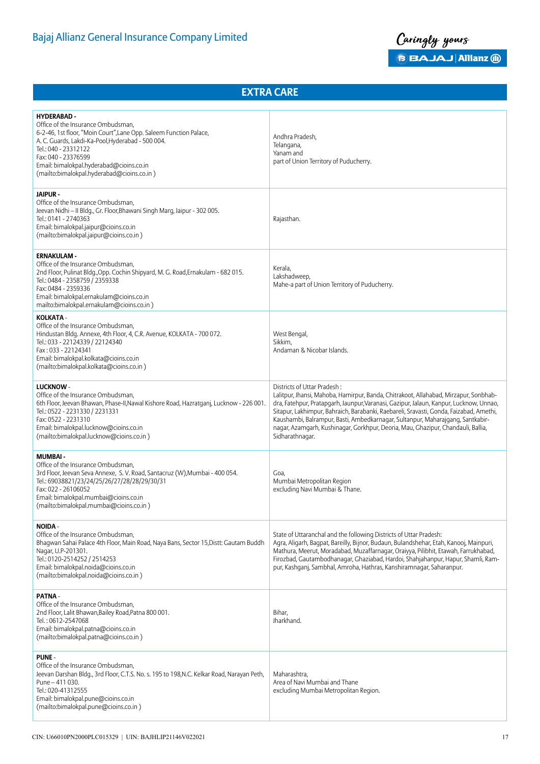# EXTRA CARE

| | |
|---|---|
| **HYDERABAD -**<br>Office of the Insurance Ombudsman,<br>6-2-46, 1st floor, "Moin Court",Lane Opp. Saleem Function Palace,<br>A. C. Guards, Lakdi-Ka-Pool,Hyderabad - 500 004.<br>Tel.: 040 - 23312122<br>Fax: 040 - 23376599<br>Email: bimalokpal.hyderabad@cioins.co.in<br>(mailto:bimalokpal.hyderabad@cioins.co.in ) | Andhra Pradesh,<br>Telangana,<br>Yanam and<br>part of Union Territory of Puducherry. |
| **JAIPUR -**<br>Office of the Insurance Ombudsman,<br>Jeevan Nidhi – II Bldg., Gr. Floor,Bhawani Singh Marg, Jaipur - 302 005.<br>Tel.: 0141 - 2740363<br>Email: bimalokpal.jaipur@cioins.co.in<br>(mailto:bimalokpal.jaipur@cioins.co.in ) | Rajasthan. |
| **ERNAKULAM -**<br>Office of the Insurance Ombudsman,<br>2nd Floor, Pulinat Bldg.,Opp. Cochin Shipyard, M. G. Road,Ernakulam - 682 015.<br>Tel.: 0484 - 2358759 / 2359338<br>Fax: 0484 - 2359336<br>Email: bimalokpal.ernakulam@cioins.co.in<br>mailto:bimalokpal.ernakulam@cioins.co.in ) | Kerala,<br>Lakshadweep,<br>Mahe-a part of Union Territory of Puducherry. |
| **KOLKATA** -<br>Office of the Insurance Ombudsman,<br>Hindustan Bldg. Annexe, 4th Floor, 4, C.R. Avenue, KOLKATA - 700 072.<br>Tel.: 033 - 22124339 / 22124340<br>Fax : 033 - 22124341<br>Email: bimalokpal.kolkata@cioins.co.in<br>(mailto:bimalokpal.kolkata@cioins.co.in ) | West Bengal,<br>Sikkim,<br>Andaman & Nicobar Islands. |
| **LUCKNOW** -<br>Office of the Insurance Ombudsman,<br>6th Floor, Jeevan Bhawan, Phase-II,Nawal Kishore Road, Hazratganj, Lucknow - 226 001.<br>Tel.: 0522 - 2231330 / 2231331<br>Fax: 0522 - 2231310<br>Email: bimalokpal.lucknow@cioins.co.in<br>(mailto:bimalokpal.lucknow@cioins.co.in ) | Districts of Uttar Pradesh :<br>Lalitpur, Jhansi, Mahoba, Hamirpur, Banda, Chitrakoot, Allahabad, Mirzapur, Sonbhabdra, Fatehpur, Pratapgarh, Jaunpur,Varanasi, Gazipur, Jalaun, Kanpur, Lucknow, Unnao, Sitapur, Lakhimpur, Bahraich, Barabanki, Raebareli, Sravasti, Gonda, Faizabad, Amethi, Kaushambi, Balrampur, Basti, Ambedkarnagar, Sultanpur, Maharajgang, Santkabirnagar, Azamgarh, Kushinagar, Gorkhpur, Deoria, Mau, Ghazipur, Chandauli, Ballia, Sidharathnagar. |
| **MUMBAI -**<br>Office of the Insurance Ombudsman,<br>3rd Floor, Jeevan Seva Annexe, S. V. Road, Santacruz (W),Mumbai - 400 054.<br>Tel.: 69038821/23/24/25/26/27/28/28/29/30/31<br>Fax: 022 - 26106052<br>Email: bimalokpal.mumbai@cioins.co.in<br>(mailto:bimalokpal.mumbai@cioins.co.in ) | Goa,<br>Mumbai Metropolitan Region<br>excluding Navi Mumbai & Thane. |
| **NOIDA** -<br>Office of the Insurance Ombudsman,<br>Bhagwan Sahai Palace 4th Floor, Main Road, Naya Bans, Sector 15,Distt: Gautam Buddh Nagar, U.P-201301.<br>Tel.: 0120-2514252 / 2514253<br>Email: bimalokpal.noida@cioins.co.in<br>(mailto:bimalokpal.noida@cioins.co.in ) | State of Uttaranchal and the following Districts of Uttar Pradesh:<br>Agra, Aligarh, Bagpat, Bareilly, Bijnor, Budaun, Bulandshehar, Etah, Kanooj, Mainpuri, Mathura, Meerut, Moradabad, Muzaffarnagar, Oraiyya, Pilibhit, Etawah, Farrukhabad, Firozbad, Gautambodhanagar, Ghaziabad, Hardoi, Shahjahanpur, Hapur, Shamli, Rampur, Kashganj, Sambhal, Amroha, Hathras, Kanshiramnagar, Saharanpur. |
| **PATNA** -<br>Office of the Insurance Ombudsman,<br>2nd Floor, Lalit Bhawan,Bailey Road,Patna 800 001.<br>Tel. : 0612-2547068<br>Email: bimalokpal.patna@cioins.co.in<br>(mailto:bimalokpal.patna@cioins.co.in ) | Bihar,<br>Jharkhand. |
| **PUNE** -<br>Office of the Insurance Ombudsman,<br>Jeevan Darshan Bldg., 3rd Floor, C.T.S. No. s. 195 to 198,N.C. Kelkar Road, Narayan Peth, Pune – 411 030.<br>Tel.: 020-41312555<br>Email: bimalokpal.pune@cioins.co.in<br>(mailto:bimalokpal.pune@cioins.co.in ) | Maharashtra,<br>Area of Navi Mumbai and Thane<br>excluding Mumbai Metropolitan Region. |

CIN: U66010PN2000PLC015329 | UIN: BAJHLIP21146V022021